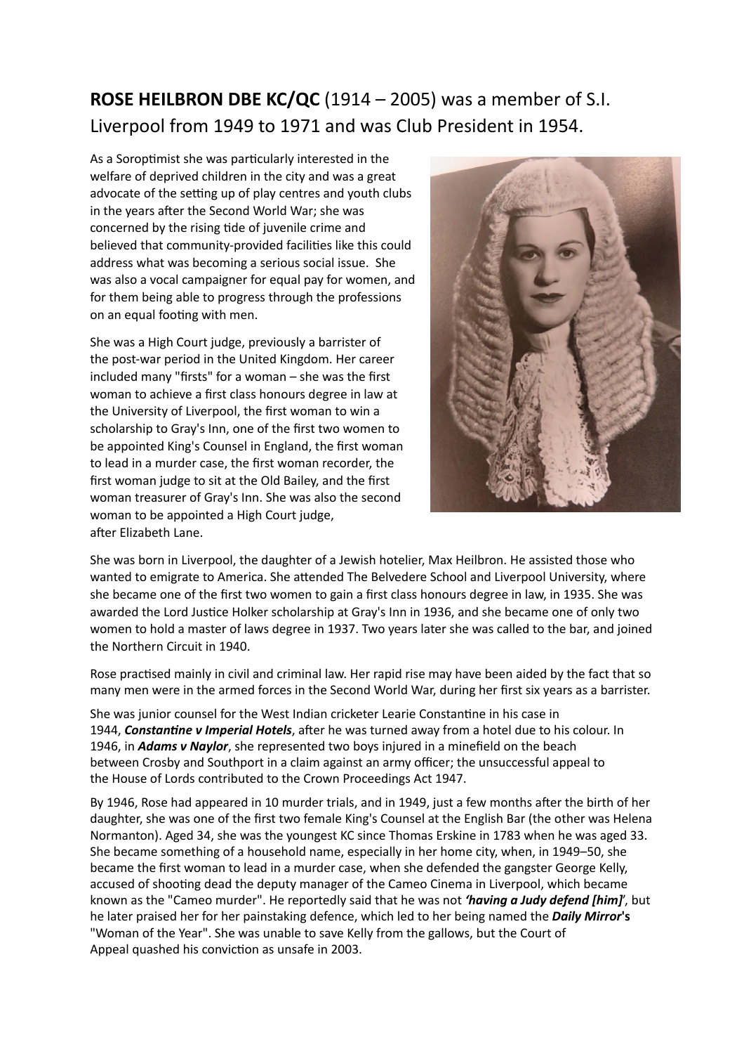**ROSE HEILBRON DBE KC/QC** (1914 – 2005) was a member of S.I. Liverpool from 1949 to 1971 and was Club President in 1954.

As a Soroptimist she was particularly interested in the welfare of deprived children in the city and was a great advocate of the setting up of play centres and youth clubs in the years after the Second World War; she was concerned by the rising tide of juvenile crime and believed that community-provided facilities like this could address what was becoming a serious social issue. She was also a vocal campaigner for equal pay for women, and for them being able to progress through the professions on an equal footing with men.

She was a High Court judge, previously a barrister of the post-war period in the United Kingdom. Her career included many "firsts" for a woman – she was the first woman to achieve a first class honours degree in law at the University of Liverpool, the first woman to win a scholarship to Gray's Inn, one of the first two women to be appointed King's Counsel in England, the first woman to lead in a murder case, the first woman recorder, the first woman judge to sit at the Old Bailey, and the first woman treasurer of Gray's Inn. She was also the second woman to be appointed a High Court judge, after Elizabeth Lane.

She was born in Liverpool, the daughter of a Jewish hotelier, Max Heilbron. He assisted those who wanted to emigrate to America. She attended The Belvedere School and Liverpool University, where she became one of the first two women to gain a first class honours degree in law, in 1935. She was awarded the Lord Justice Holker scholarship at Gray's Inn in 1936, and she became one of only two women to hold a master of laws degree in 1937. Two years later she was called to the bar, and joined the Northern Circuit in 1940.

Rose practised mainly in civil and criminal law. Her rapid rise may have been aided by the fact that so many men were in the armed forces in the Second World War, during her first six years as a barrister.

She was junior counsel for the West Indian cricketer Learie Constantine in his case in 1944, ***Constantine v Imperial Hotels***, after he was turned away from a hotel due to his colour. In 1946, in ***Adams v Naylor***, she represented two boys injured in a minefield on the beach between Crosby and Southport in a claim against an army officer; the unsuccessful appeal to the House of Lords contributed to the Crown Proceedings Act 1947.

By 1946, Rose had appeared in 10 murder trials, and in 1949, just a few months after the birth of her daughter, she was one of the first two female King's Counsel at the English Bar (the other was Helena Normanton). Aged 34, she was the youngest KC since Thomas Erskine in 1783 when he was aged 33. She became something of a household name, especially in her home city, when, in 1949–50, she became the first woman to lead in a murder case, when she defended the gangster George Kelly, accused of shooting dead the deputy manager of the Cameo Cinema in Liverpool, which became known as the "Cameo murder". He reportedly said that he was not ***'having a Judy defend [him]'***, but he later praised her for her painstaking defence, which led to her being named the ***Daily Mirror*'s** "Woman of the Year". She was unable to save Kelly from the gallows, but the Court of Appeal quashed his conviction as unsafe in 2003.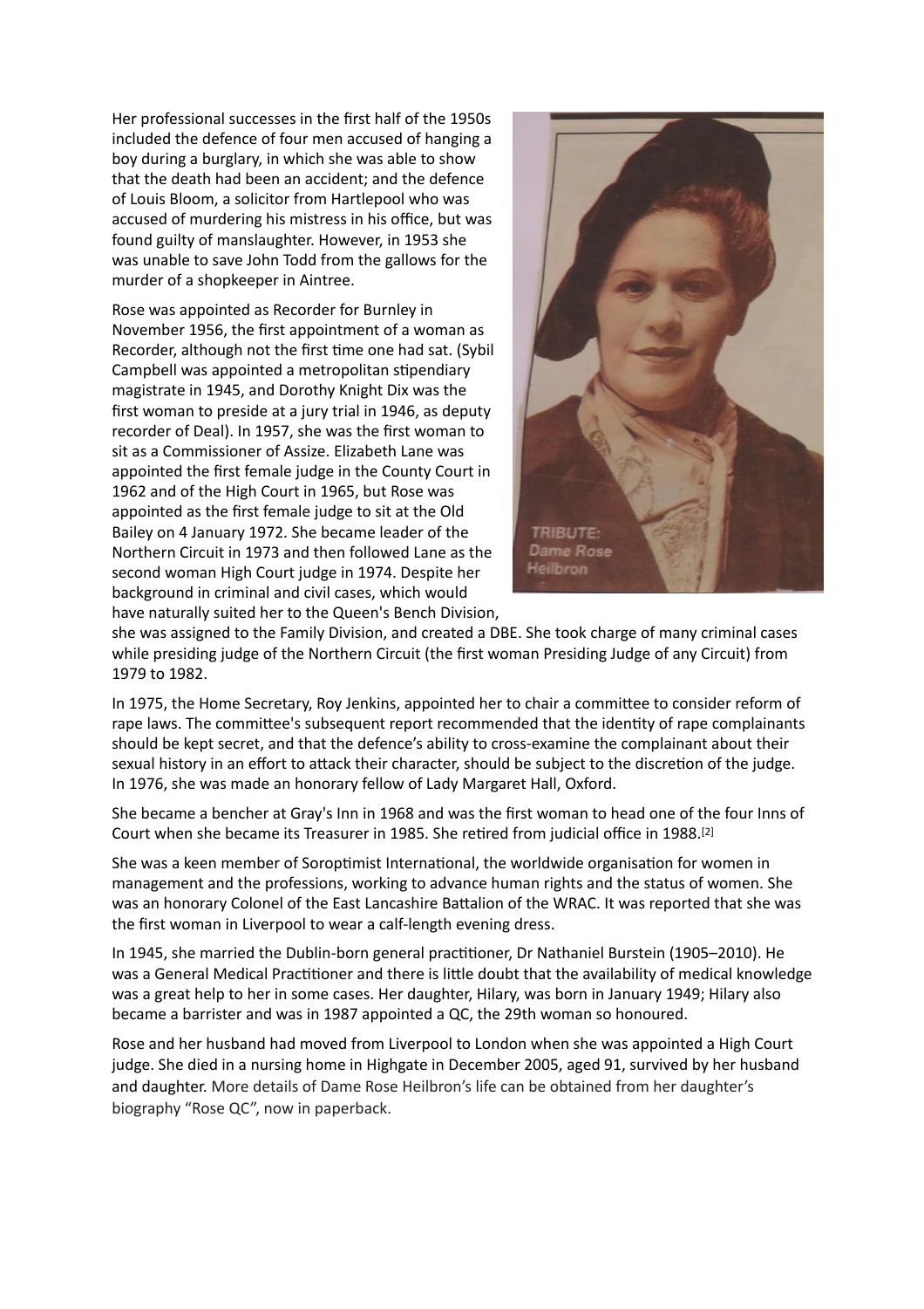Her professional successes in the first half of the 1950s included the defence of four men accused of hanging a boy during a burglary, in which she was able to show that the death had been an accident; and the defence of Louis Bloom, a solicitor from Hartlepool who was accused of murdering his mistress in his office, but was found guilty of manslaughter. However, in 1953 she was unable to save John Todd from the gallows for the murder of a shopkeeper in Aintree.

Rose was appointed as Recorder for Burnley in November 1956, the first appointment of a woman as Recorder, although not the first time one had sat. (Sybil Campbell was appointed a metropolitan stipendiary magistrate in 1945, and Dorothy Knight Dix was the first woman to preside at a jury trial in 1946, as deputy recorder of Deal). In 1957, she was the first woman to sit as a Commissioner of Assize. Elizabeth Lane was appointed the first female judge in the County Court in 1962 and of the High Court in 1965, but Rose was appointed as the first female judge to sit at the Old Bailey on 4 January 1972. She became leader of the Northern Circuit in 1973 and then followed Lane as the second woman High Court judge in 1974. Despite her background in criminal and civil cases, which would have naturally suited her to the Queen's Bench Division, she was assigned to the Family Division, and created a DBE. She took charge of many criminal cases while presiding judge of the Northern Circuit (the first woman Presiding Judge of any Circuit) from 1979 to 1982.

TRIBUTE: Dame Rose Heilbron

In 1975, the Home Secretary, Roy Jenkins, appointed her to chair a committee to consider reform of rape laws. The committee's subsequent report recommended that the identity of rape complainants should be kept secret, and that the defence's ability to cross-examine the complainant about their sexual history in an effort to attack their character, should be subject to the discretion of the judge. In 1976, she was made an honorary fellow of Lady Margaret Hall, Oxford.

She became a bencher at Gray's Inn in 1968 and was the first woman to head one of the four Inns of Court when she became its Treasurer in 1985. She retired from judicial office in 1988.[2]

She was a keen member of Soroptimist International, the worldwide organisation for women in management and the professions, working to advance human rights and the status of women. She was an honorary Colonel of the East Lancashire Battalion of the WRAC. It was reported that she was the first woman in Liverpool to wear a calf-length evening dress.

In 1945, she married the Dublin-born general practitioner, Dr Nathaniel Burstein (1905–2010). He was a General Medical Practitioner and there is little doubt that the availability of medical knowledge was a great help to her in some cases. Her daughter, Hilary, was born in January 1949; Hilary also became a barrister and was in 1987 appointed a QC, the 29th woman so honoured.

Rose and her husband had moved from Liverpool to London when she was appointed a High Court judge. She died in a nursing home in Highgate in December 2005, aged 91, survived by her husband and daughter. More details of Dame Rose Heilbron's life can be obtained from her daughter's biography "Rose QC", now in paperback.